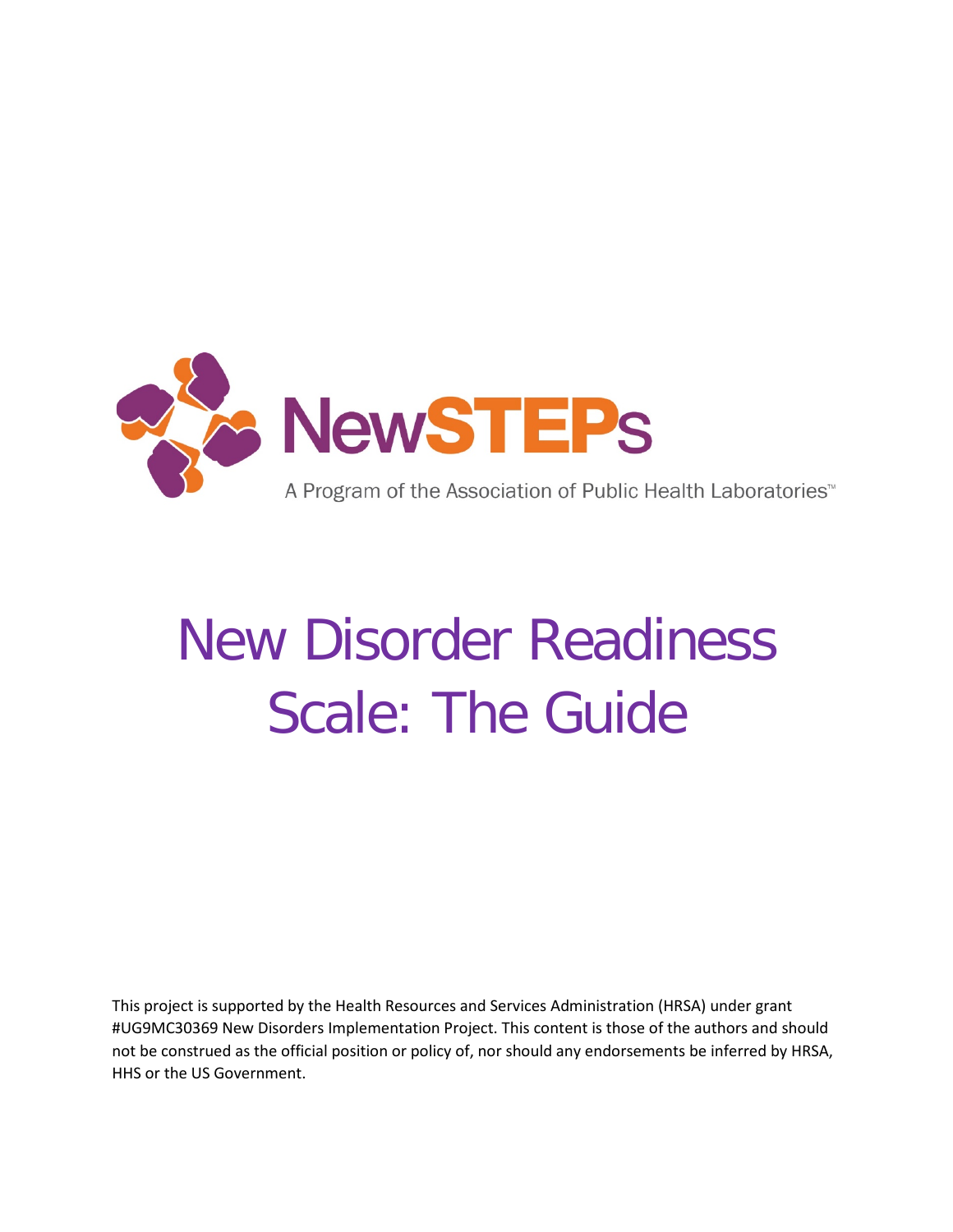NewSTEPs

A Program of the Association of Public Health Laboratories™

# New Disorder Readiness Scale: The Guide

This project is supported by the Health Resources and Services Administration (HRSA) under grant #UG9MC30369 New Disorders Implementation Project. This content is those of the authors and should not be construed as the official position or policy of, nor should any endorsements be inferred by HRSA, HHS or the US Government.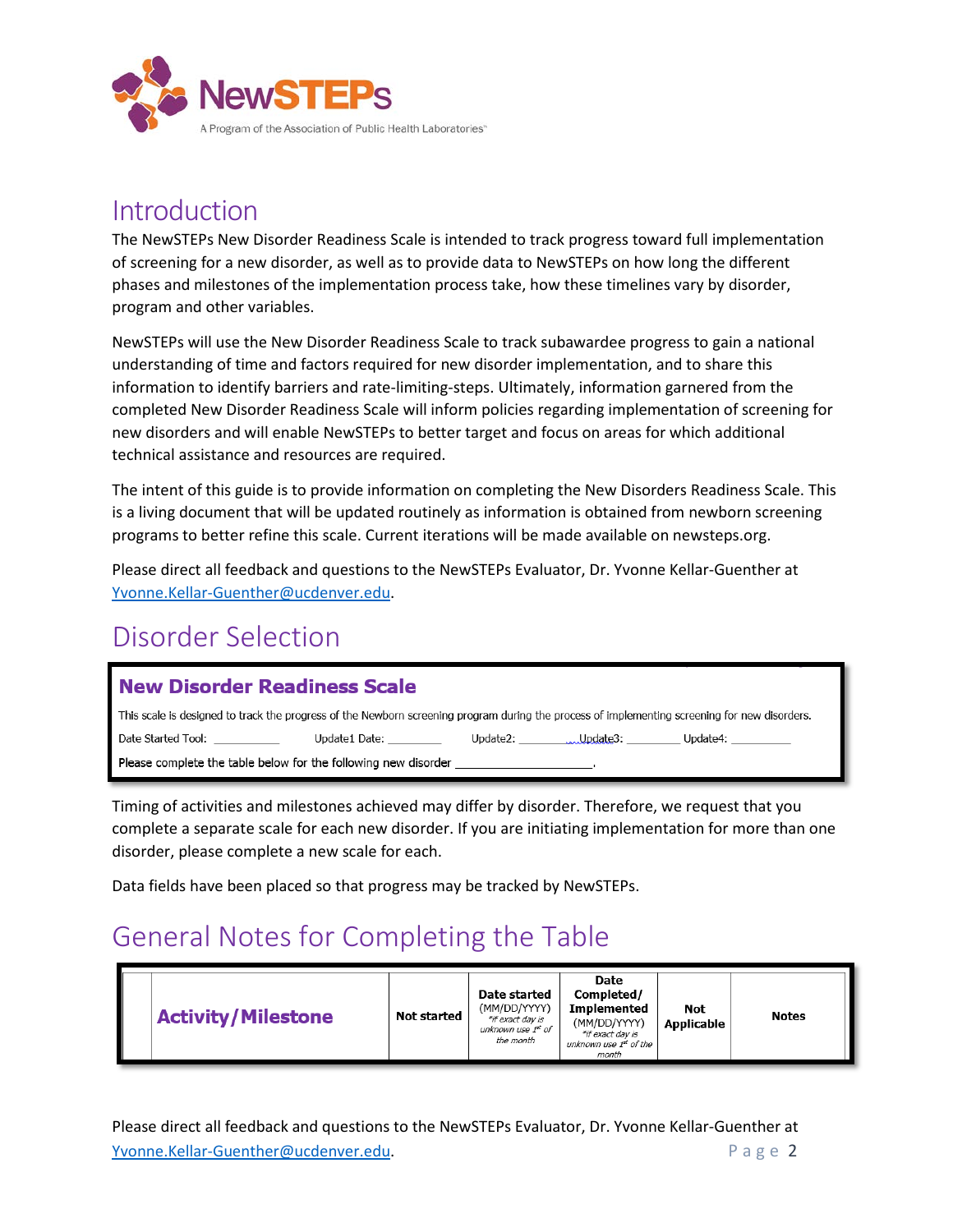# Introduction

The NewSTEPs New Disorder Readiness Scale is intended to track progress toward full implementation of screening for a new disorder, as well as to provide data to NewSTEPs on how long the different phases and milestones of the implementation process take, how these timelines vary by disorder, program and other variables.

NewSTEPs will use the New Disorder Readiness Scale to track subawardee progress to gain a national understanding of time and factors required for new disorder implementation, and to share this information to identify barriers and rate-limiting-steps. Ultimately, information garnered from the completed New Disorder Readiness Scale will inform policies regarding implementation of screening for new disorders and will enable NewSTEPs to better target and focus on areas for which additional technical assistance and resources are required.

The intent of this guide is to provide information on completing the New Disorders Readiness Scale. This is a living document that will be updated routinely as information is obtained from newborn screening programs to better refine this scale. Current iterations will be made available on newsteps.org.

Please direct all feedback and questions to the NewSTEPs Evaluator, Dr. Yvonne Kellar-Guenther at Yvonne.Kellar-Guenther@ucdenver.edu.

# Disorder Selection

**New Disorder Readiness Scale**

This scale is designed to track the progress of the Newborn screening program during the process of implementing screening for new disorders.

Date Started Tool: __________ Update1 Date: ________ Update2: ________ Update3: ________ Update4: _________

Please complete the table below for the following new disorder ____________________.

Timing of activities and milestones achieved may differ by disorder. Therefore, we request that you complete a separate scale for each new disorder. If you are initiating implementation for more than one disorder, please complete a new scale for each.

Data fields have been placed so that progress may be tracked by NewSTEPs.

# General Notes for Completing the Table

| | Activity/Milestone | Not started | Date started (MM/DD/YYYY) *if exact day is unknown use 1st of the month | Date Completed/ Implemented (MM/DD/YYYY) *if exact day is unknown use 1st of the month | Not Applicable | Notes |
|---|---|---|---|---|---|---|

Please direct all feedback and questions to the NewSTEPs Evaluator, Dr. Yvonne Kellar-Guenther at Yvonne.Kellar-Guenther@ucdenver.edu.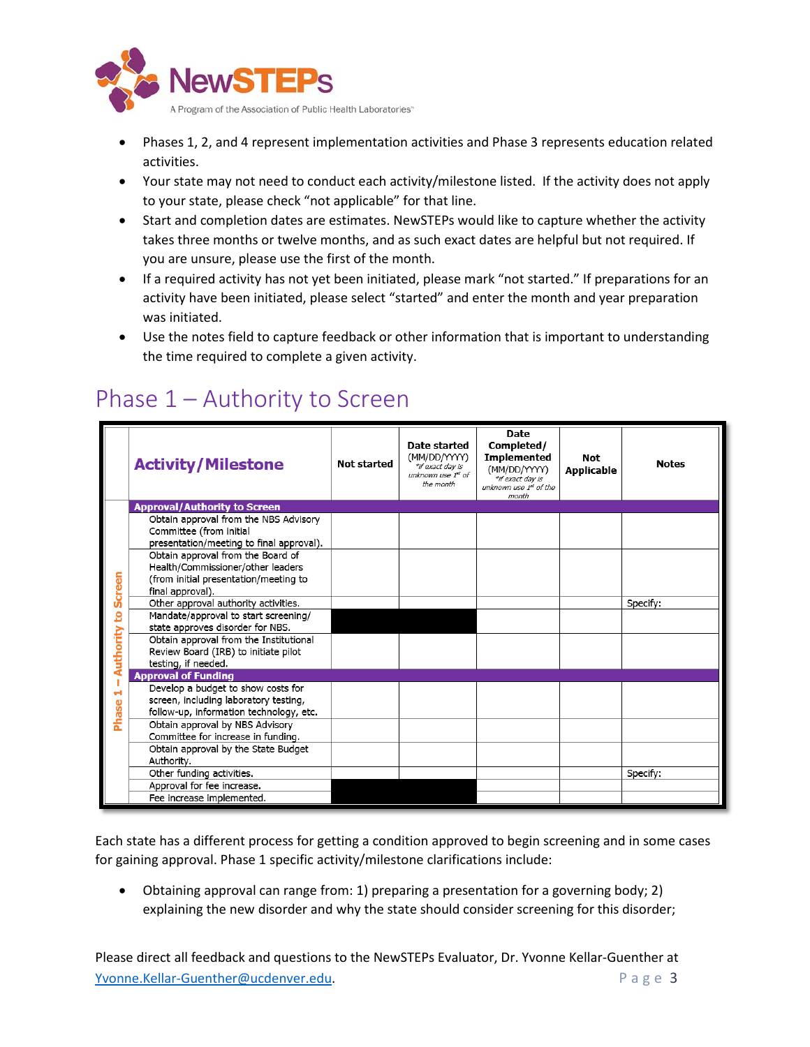- Phases 1, 2, and 4 represent implementation activities and Phase 3 represents education related activities.
- Your state may not need to conduct each activity/milestone listed. If the activity does not apply to your state, please check "not applicable" for that line.
- Start and completion dates are estimates. NewSTEPs would like to capture whether the activity takes three months or twelve months, and as such exact dates are helpful but not required. If you are unsure, please use the first of the month.
- If a required activity has not yet been initiated, please mark "not started." If preparations for an activity have been initiated, please select "started" and enter the month and year preparation was initiated.
- Use the notes field to capture feedback or other information that is important to understanding the time required to complete a given activity.

# Phase 1 – Authority to Screen

| Phase 1 – Authority to Screen | Activity/Milestone | Not started | Date started (MM/DD/YYYY) *if exact day is unknown use 1st of the month | Date Completed/ Implemented (MM/DD/YYYY) *if exact day is unknown use 1st of the month | Not Applicable | Notes |
|---|---|---|---|---|---|---|
| | **Approval/Authority to Screen** | | | | | |
| | Obtain approval from the NBS Advisory Committee (from initial presentation/meeting to final approval). | | | | | |
| | Obtain approval from the Board of Health/Commissioner/other leaders (from initial presentation/meeting to final approval). | | | | | |
| | Other approval authority activities. | | | | | Specify: |
| | Mandate/approval to start screening/ state approves disorder for NBS. | ■ | ■ | | | |
| | Obtain approval from the Institutional Review Board (IRB) to initiate pilot testing, if needed. | | | | | |
| | **Approval of Funding** | | | | | |
| | Develop a budget to show costs for screen, including laboratory testing, follow-up, information technology, etc. | | | | | |
| | Obtain approval by NBS Advisory Committee for increase in funding. | | | | | |
| | Obtain approval by the State Budget Authority. | | | | | |
| | Other funding activities. | | | | | Specify: |
| | Approval for fee increase. | ■ | ■ | | | |
| | Fee increase implemented. | ■ | ■ | | | |

Each state has a different process for getting a condition approved to begin screening and in some cases for gaining approval. Phase 1 specific activity/milestone clarifications include:

- Obtaining approval can range from: 1) preparing a presentation for a governing body; 2) explaining the new disorder and why the state should consider screening for this disorder;

Please direct all feedback and questions to the NewSTEPs Evaluator, Dr. Yvonne Kellar-Guenther at Yvonne.Kellar-Guenther@ucdenver.edu.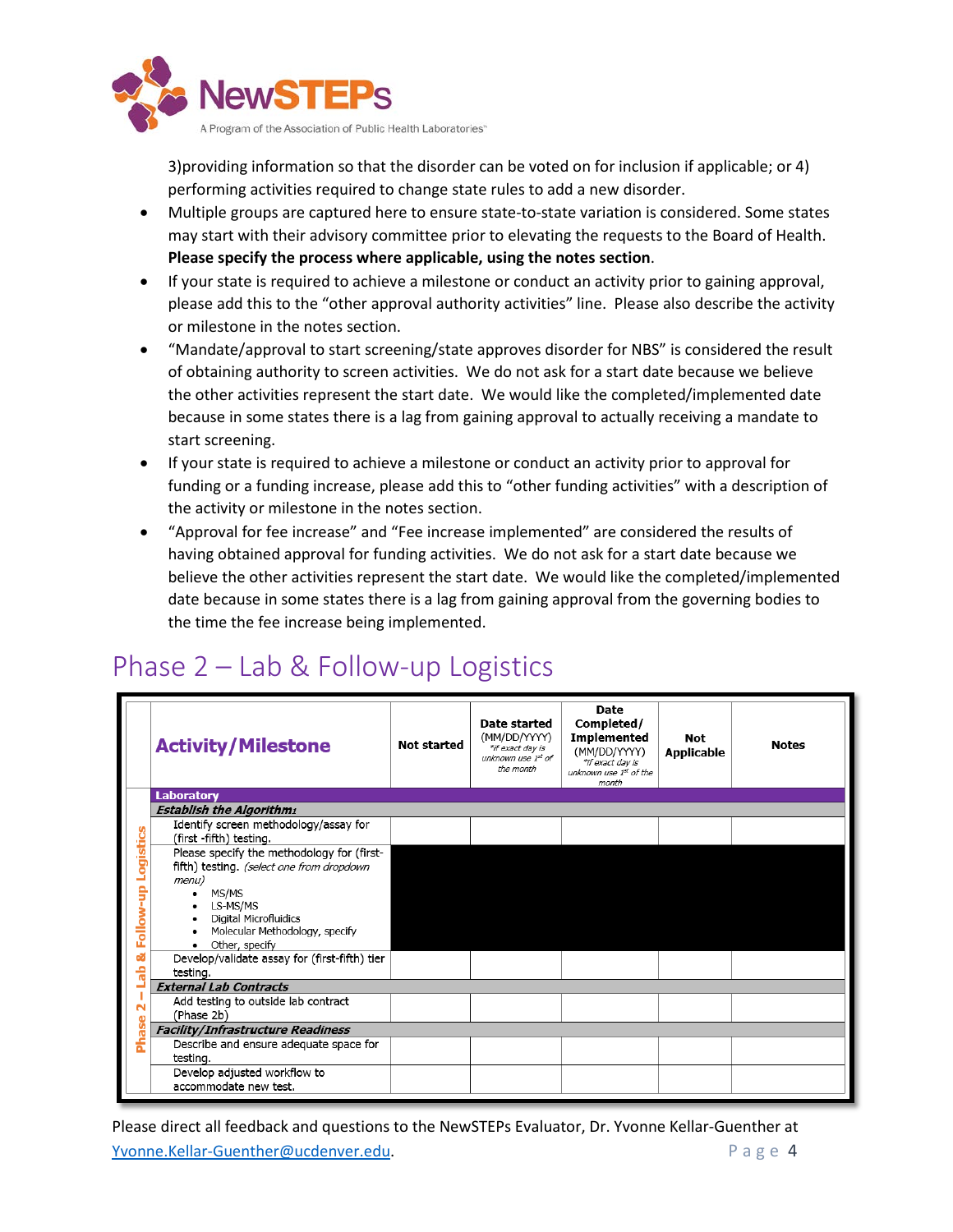3)providing information so that the disorder can be voted on for inclusion if applicable; or 4) performing activities required to change state rules to add a new disorder.

- Multiple groups are captured here to ensure state-to-state variation is considered. Some states may start with their advisory committee prior to elevating the requests to the Board of Health. **Please specify the process where applicable, using the notes section**.
- If your state is required to achieve a milestone or conduct an activity prior to gaining approval, please add this to the "other approval authority activities" line. Please also describe the activity or milestone in the notes section.
- "Mandate/approval to start screening/state approves disorder for NBS" is considered the result of obtaining authority to screen activities. We do not ask for a start date because we believe the other activities represent the start date. We would like the completed/implemented date because in some states there is a lag from gaining approval to actually receiving a mandate to start screening.
- If your state is required to achieve a milestone or conduct an activity prior to approval for funding or a funding increase, please add this to "other funding activities" with a description of the activity or milestone in the notes section.
- "Approval for fee increase" and "Fee increase implemented" are considered the results of having obtained approval for funding activities. We do not ask for a start date because we believe the other activities represent the start date. We would like the completed/implemented date because in some states there is a lag from gaining approval from the governing bodies to the time the fee increase being implemented.

# Phase 2 – Lab & Follow-up Logistics

| | Activity/Milestone | Not started | Date started (MM/DD/YYYY) *if exact day is unknown use 1st of the month | Date Completed/ Implemented (MM/DD/YYYY) *if exact day is unknown use 1st of the month | Not Applicable | Notes |
|---|---|---|---|---|---|---|
| Phase 2 – Lab & Follow-up Logistics | **Laboratory** | | | | | |
| | ***Establish the Algorithm1*** | | | | | |
| | Identify screen methodology/assay for (first -fifth) testing. | | | | | |
| | Please specify the methodology for (first-fifth) testing. *(select one from dropdown menu)* <br>• MS/MS <br>• LS-MS/MS <br>• Digital Microfluidics <br>• Molecular Methodology, specify <br>• Other, specify | | | | | |
| | Develop/validate assay for (first-fifth) tier testing. | | | | | |
| | ***External Lab Contracts*** | | | | | |
| | Add testing to outside lab contract (Phase 2b) | | | | | |
| | ***Facility/Infrastructure Readiness*** | | | | | |
| | Describe and ensure adequate space for testing. | | | | | |
| | Develop adjusted workflow to accommodate new test. | | | | | |

Please direct all feedback and questions to the NewSTEPs Evaluator, Dr. Yvonne Kellar-Guenther at Yvonne.Kellar-Guenther@ucdenver.edu.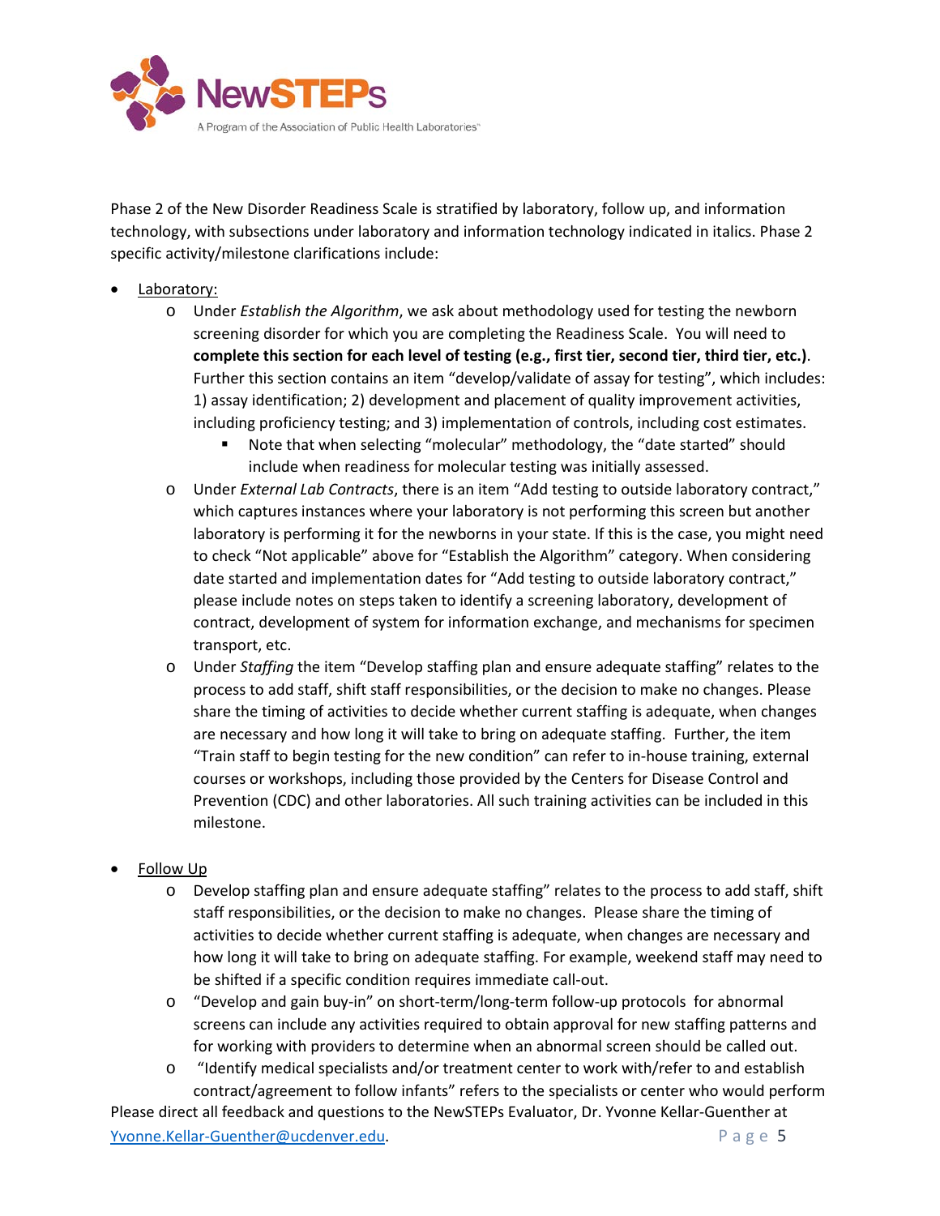Phase 2 of the New Disorder Readiness Scale is stratified by laboratory, follow up, and information technology, with subsections under laboratory and information technology indicated in italics. Phase 2 specific activity/milestone clarifications include:

- Laboratory:
  - Under *Establish the Algorithm*, we ask about methodology used for testing the newborn screening disorder for which you are completing the Readiness Scale. You will need to **complete this section for each level of testing (e.g., first tier, second tier, third tier, etc.)**. Further this section contains an item "develop/validate of assay for testing", which includes: 1) assay identification; 2) development and placement of quality improvement activities, including proficiency testing; and 3) implementation of controls, including cost estimates.
    - Note that when selecting "molecular" methodology, the "date started" should include when readiness for molecular testing was initially assessed.
  - Under *External Lab Contracts*, there is an item "Add testing to outside laboratory contract," which captures instances where your laboratory is not performing this screen but another laboratory is performing it for the newborns in your state. If this is the case, you might need to check "Not applicable" above for "Establish the Algorithm" category. When considering date started and implementation dates for "Add testing to outside laboratory contract," please include notes on steps taken to identify a screening laboratory, development of contract, development of system for information exchange, and mechanisms for specimen transport, etc.
  - Under *Staffing* the item "Develop staffing plan and ensure adequate staffing" relates to the process to add staff, shift staff responsibilities, or the decision to make no changes. Please share the timing of activities to decide whether current staffing is adequate, when changes are necessary and how long it will take to bring on adequate staffing. Further, the item "Train staff to begin testing for the new condition" can refer to in-house training, external courses or workshops, including those provided by the Centers for Disease Control and Prevention (CDC) and other laboratories. All such training activities can be included in this milestone.

- Follow Up
  - Develop staffing plan and ensure adequate staffing" relates to the process to add staff, shift staff responsibilities, or the decision to make no changes. Please share the timing of activities to decide whether current staffing is adequate, when changes are necessary and how long it will take to bring on adequate staffing. For example, weekend staff may need to be shifted if a specific condition requires immediate call-out.
  - "Develop and gain buy-in" on short-term/long-term follow-up protocols for abnormal screens can include any activities required to obtain approval for new staffing patterns and for working with providers to determine when an abnormal screen should be called out.
  - "Identify medical specialists and/or treatment center to work with/refer to and establish contract/agreement to follow infants" refers to the specialists or center who would perform

Please direct all feedback and questions to the NewSTEPs Evaluator, Dr. Yvonne Kellar-Guenther at Yvonne.Kellar-Guenther@ucdenver.edu.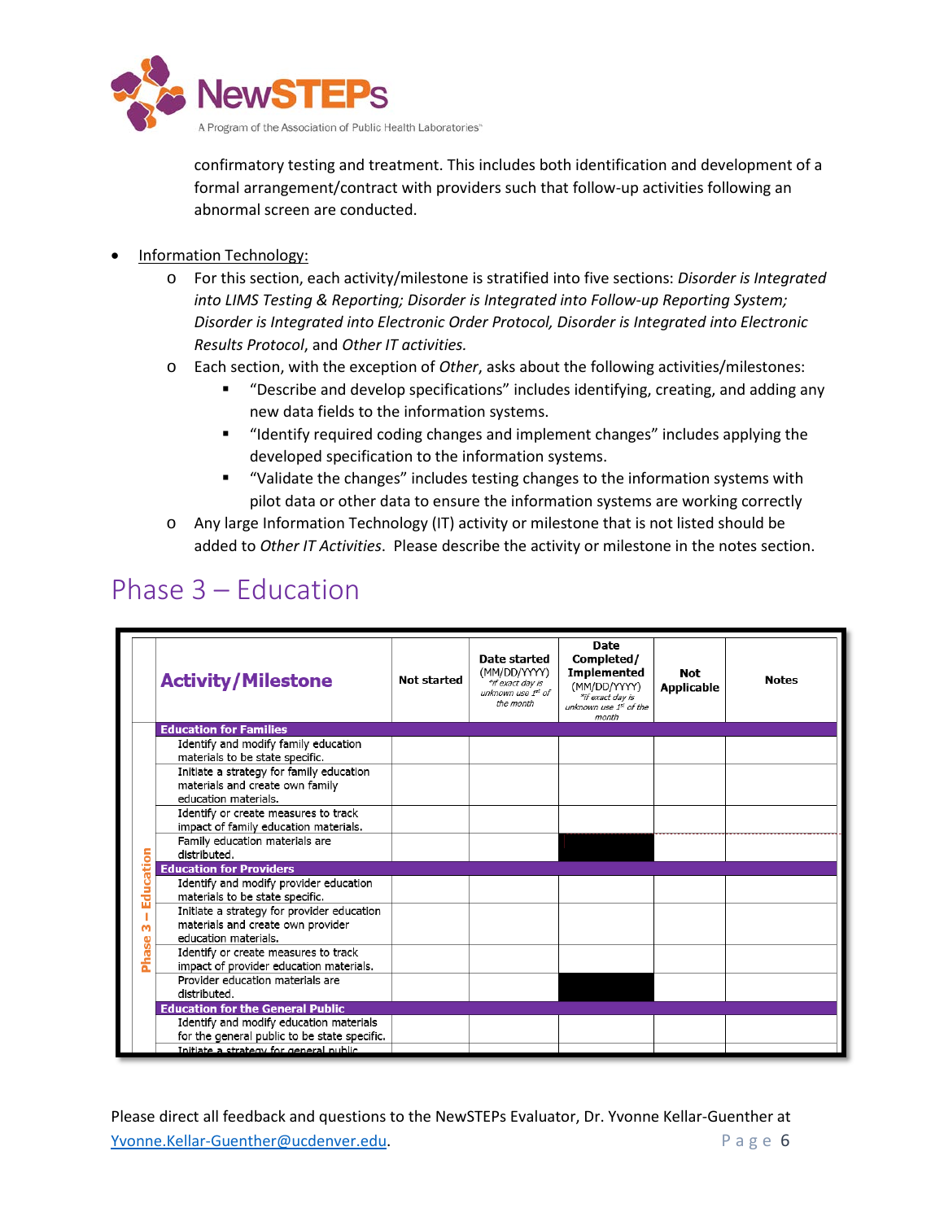confirmatory testing and treatment. This includes both identification and development of a formal arrangement/contract with providers such that follow-up activities following an abnormal screen are conducted.

- Information Technology:
  - For this section, each activity/milestone is stratified into five sections: *Disorder is Integrated into LIMS Testing & Reporting; Disorder is Integrated into Follow-up Reporting System; Disorder is Integrated into Electronic Order Protocol, Disorder is Integrated into Electronic Results Protocol*, and *Other IT activities.*
  - Each section, with the exception of *Other*, asks about the following activities/milestones:
    - "Describe and develop specifications" includes identifying, creating, and adding any new data fields to the information systems.
    - "Identify required coding changes and implement changes" includes applying the developed specification to the information systems.
    - "Validate the changes" includes testing changes to the information systems with pilot data or other data to ensure the information systems are working correctly
  - Any large Information Technology (IT) activity or milestone that is not listed should be added to *Other IT Activities*. Please describe the activity or milestone in the notes section.

# Phase 3 – Education

| | Activity/Milestone | Not started | Date started (MM/DD/YYYY) *if exact day is unknown use 1st of the month | Date Completed/ Implemented (MM/DD/YYYY) *if exact day is unknown use 1st of the month | Not Applicable | Notes |
|---|---|---|---|---|---|---|
| Phase 3 – Education | **Education for Families** | | | | | |
| | Identify and modify family education materials to be state specific. | | | | | |
| | Initiate a strategy for family education materials and create own family education materials. | | | | | |
| | Identify or create measures to track impact of family education materials. | | | | | |
| | Family education materials are distributed. | | | ■ | | |
| | **Education for Providers** | | | | | |
| | Identify and modify provider education materials to be state specific. | | | | | |
| | Initiate a strategy for provider education materials and create own provider education materials. | | | | | |
| | Identify or create measures to track impact of provider education materials. | | | | | |
| | Provider education materials are distributed. | | | ■ | | |
| | **Education for the General Public** | | | | | |
| | Identify and modify education materials for the general public to be state specific. | | | | | |
| | Initiate a strategy for general public | | | | | |

Please direct all feedback and questions to the NewSTEPs Evaluator, Dr. Yvonne Kellar-Guenther at Yvonne.Kellar-Guenther@ucdenver.edu.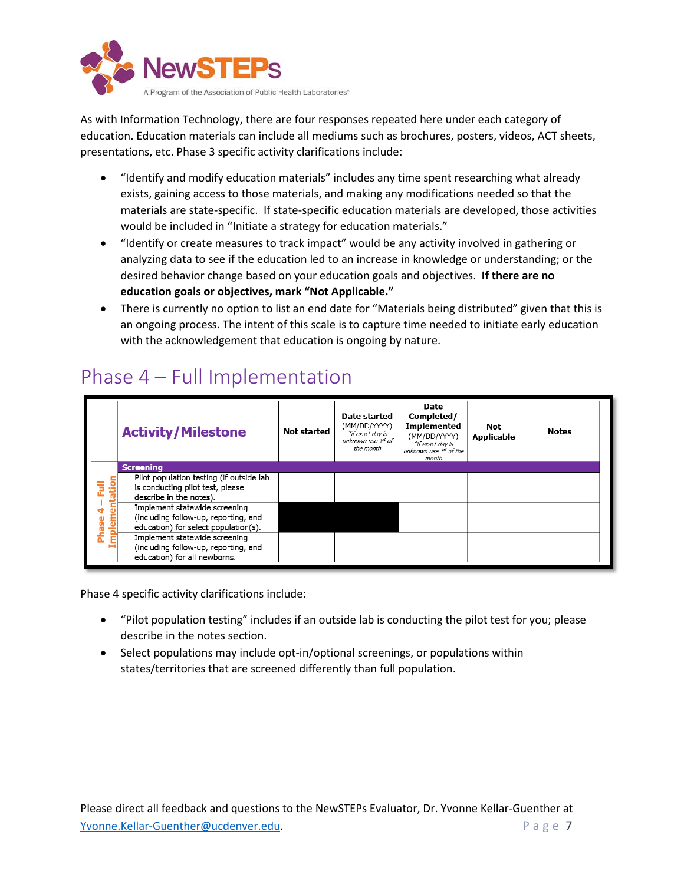As with Information Technology, there are four responses repeated here under each category of education. Education materials can include all mediums such as brochures, posters, videos, ACT sheets, presentations, etc. Phase 3 specific activity clarifications include:

- "Identify and modify education materials" includes any time spent researching what already exists, gaining access to those materials, and making any modifications needed so that the materials are state-specific. If state-specific education materials are developed, those activities would be included in "Initiate a strategy for education materials."
- "Identify or create measures to track impact" would be any activity involved in gathering or analyzing data to see if the education led to an increase in knowledge or understanding; or the desired behavior change based on your education goals and objectives. **If there are no education goals or objectives, mark "Not Applicable."**
- There is currently no option to list an end date for "Materials being distributed" given that this is an ongoing process. The intent of this scale is to capture time needed to initiate early education with the acknowledgement that education is ongoing by nature.

# Phase 4 – Full Implementation

| | Activity/Milestone | Not started | Date started (MM/DD/YYYY) *if exact day is unknown use 1st of the month | Date Completed/ Implemented (MM/DD/YYYY) *if exact day is unknown use 1st of the month | Not Applicable | Notes |
|---|---|---|---|---|---|---|
| Phase 4 – Full Implementation | **Screening** | | | | | |
| | Pilot population testing (if outside lab is conducting pilot test, please describe in the notes). | | | | | |
| | Implement statewide screening (including follow-up, reporting, and education) for select population(s). | | | | | |
| | Implement statewide screening (including follow-up, reporting, and education) for all newborns. | | | | | |

Phase 4 specific activity clarifications include:

- "Pilot population testing" includes if an outside lab is conducting the pilot test for you; please describe in the notes section.
- Select populations may include opt-in/optional screenings, or populations within states/territories that are screened differently than full population.

Please direct all feedback and questions to the NewSTEPs Evaluator, Dr. Yvonne Kellar-Guenther at Yvonne.Kellar-Guenther@ucdenver.edu.